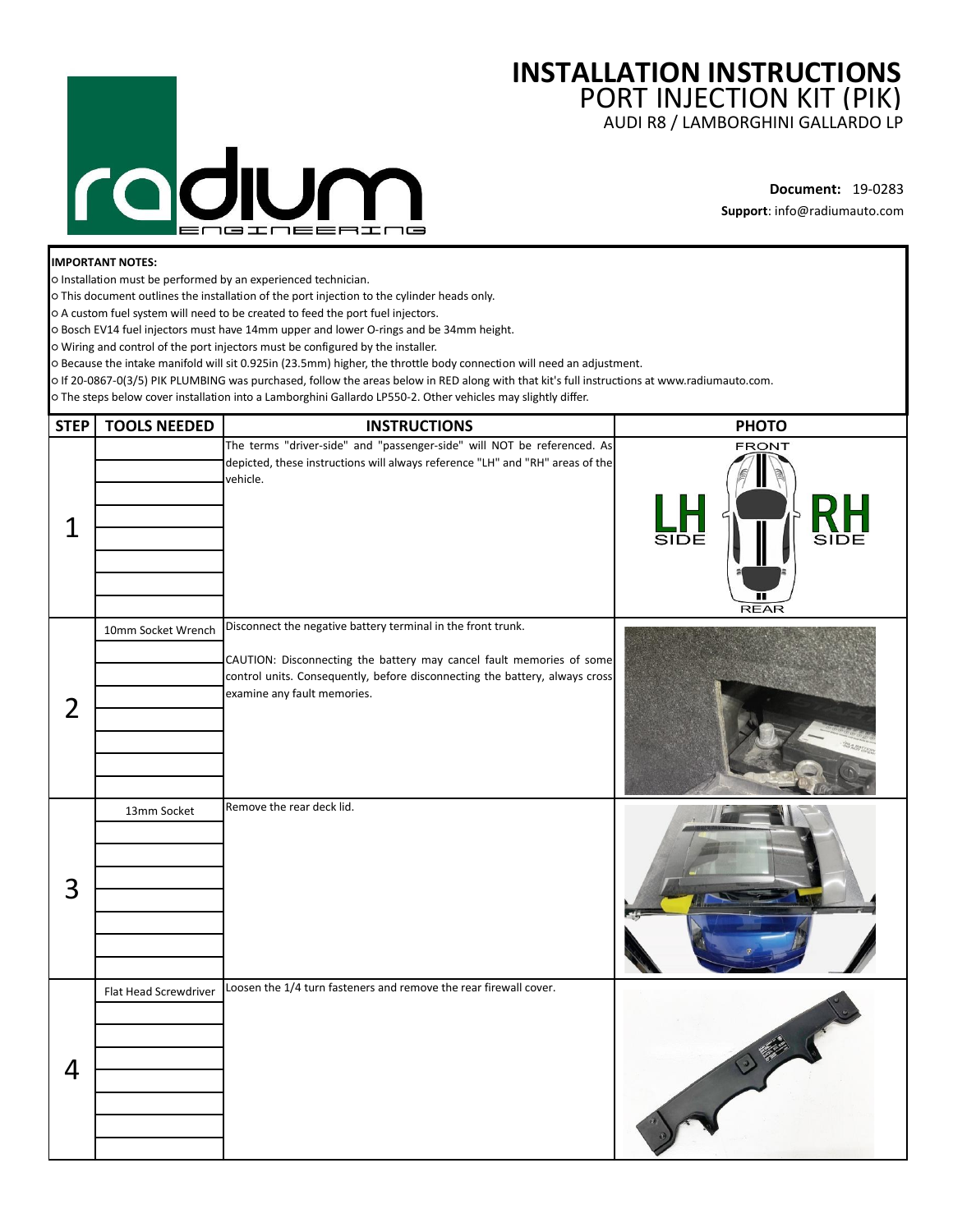# INSTALLATION INSTRUCTIONS
## PORT INJECTION KIT (PIK)
### AUDI R8 / LAMBORGHINI GALLARDO LP

**Document:** 19-0283
**Support**: info@radiumauto.com

**IMPORTANT NOTES:**

- Installation must be performed by an experienced technician.
- This document outlines the installation of the port injection to the cylinder heads only.
- A custom fuel system will need to be created to feed the port fuel injectors.
- Bosch EV14 fuel injectors must have 14mm upper and lower O-rings and be 34mm height.
- Wiring and control of the port injectors must be configured by the installer.
- Because the intake manifold will sit 0.925in (23.5mm) higher, the throttle body connection will need an adjustment.
- If 20-0867-0(3/5) PIK PLUMBING was purchased, follow the areas below in RED along with that kit's full instructions at www.radiumauto.com.
- The steps below cover installation into a Lamborghini Gallardo LP550-2. Other vehicles may slightly differ.

| STEP | TOOLS NEEDED | INSTRUCTIONS | PHOTO |
|---|---|---|---|
| 1 | | The terms "driver-side" and "passenger-side" will NOT be referenced. As depicted, these instructions will always reference "LH" and "RH" areas of the vehicle. | FRONT / LH SIDE / RH SIDE / REAR |
| 2 | 10mm Socket Wrench | Disconnect the negative battery terminal in the front trunk.<br><br>CAUTION: Disconnecting the battery may cancel fault memories of some control units. Consequently, before disconnecting the battery, always cross examine any fault memories. | |
| 3 | 13mm Socket | Remove the rear deck lid. | |
| 4 | Flat Head Screwdriver | Loosen the 1/4 turn fasteners and remove the rear firewall cover. | |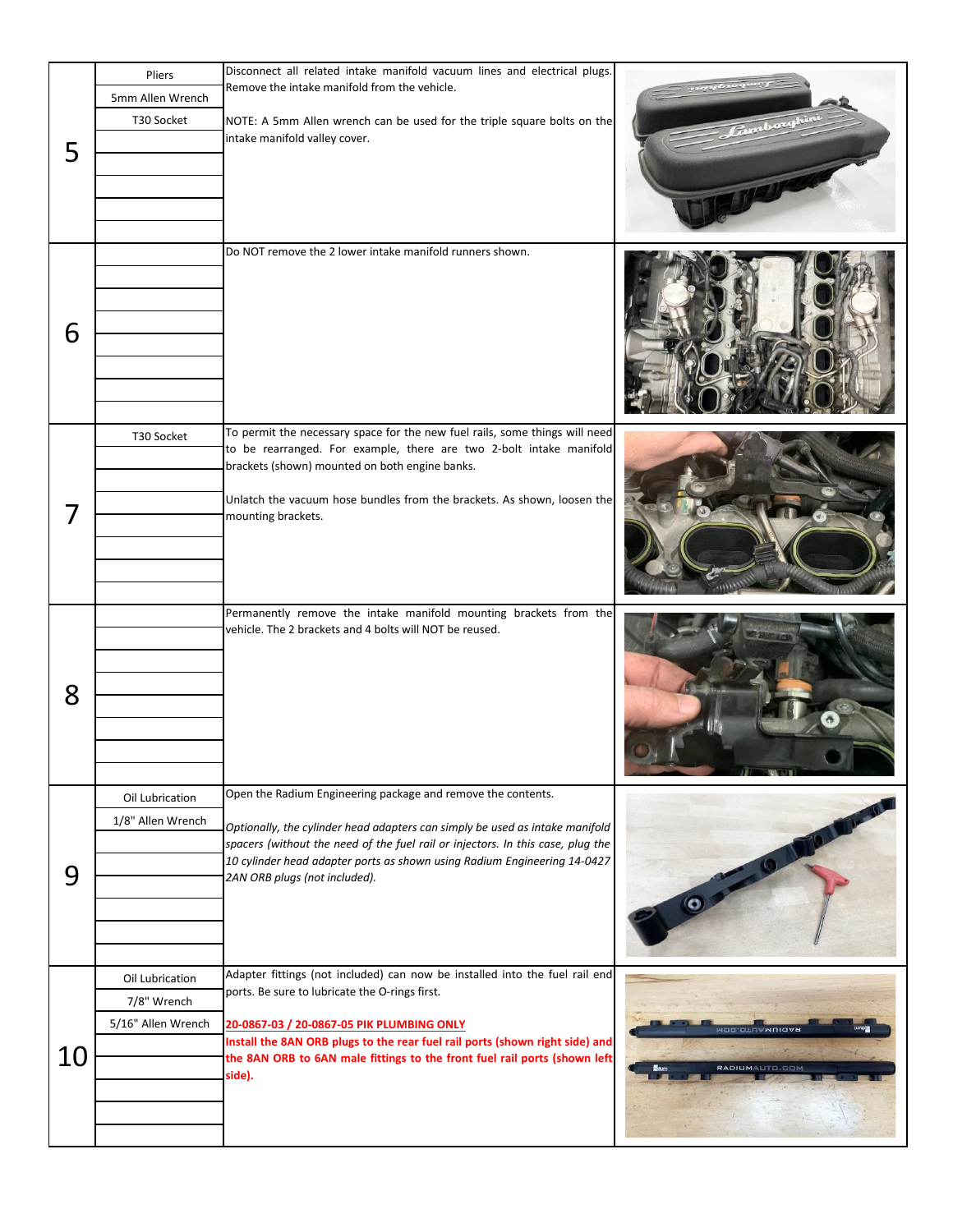| Step | Tools | Instructions |
|---|---|---|
| 5 | Pliers<br>5mm Allen Wrench<br>T30 Socket | Disconnect all related intake manifold vacuum lines and electrical plugs. Remove the intake manifold from the vehicle.<br><br>NOTE: A 5mm Allen wrench can be used for the triple square bolts on the intake manifold valley cover. |
| 6 | | Do NOT remove the 2 lower intake manifold runners shown. |
| 7 | T30 Socket | To permit the necessary space for the new fuel rails, some things will need to be rearranged. For example, there are two 2-bolt intake manifold brackets (shown) mounted on both engine banks.<br><br>Unlatch the vacuum hose bundles from the brackets. As shown, loosen the mounting brackets. |
| 8 | | Permanently remove the intake manifold mounting brackets from the vehicle. The 2 brackets and 4 bolts will NOT be reused. |
| 9 | Oil Lubrication<br>1/8" Allen Wrench | Open the Radium Engineering package and remove the contents.<br><br>*Optionally, the cylinder head adapters can simply be used as intake manifold spacers (without the need of the fuel rail or injectors. In this case, plug the 10 cylinder head adapter ports as shown using Radium Engineering 14-0427 2AN ORB plugs (not included).* |
| 10 | Oil Lubrication<br>7/8" Wrench<br>5/16" Allen Wrench | Adapter fittings (not included) can now be installed into the fuel rail end ports. Be sure to lubricate the O-rings first.<br><br>**20-0867-03 / 20-0867-05 PIK PLUMBING ONLY**<br>**Install the 8AN ORB plugs to the rear fuel rail ports (shown right side) and the 8AN ORB to 6AN male fittings to the front fuel rail ports (shown left side).** |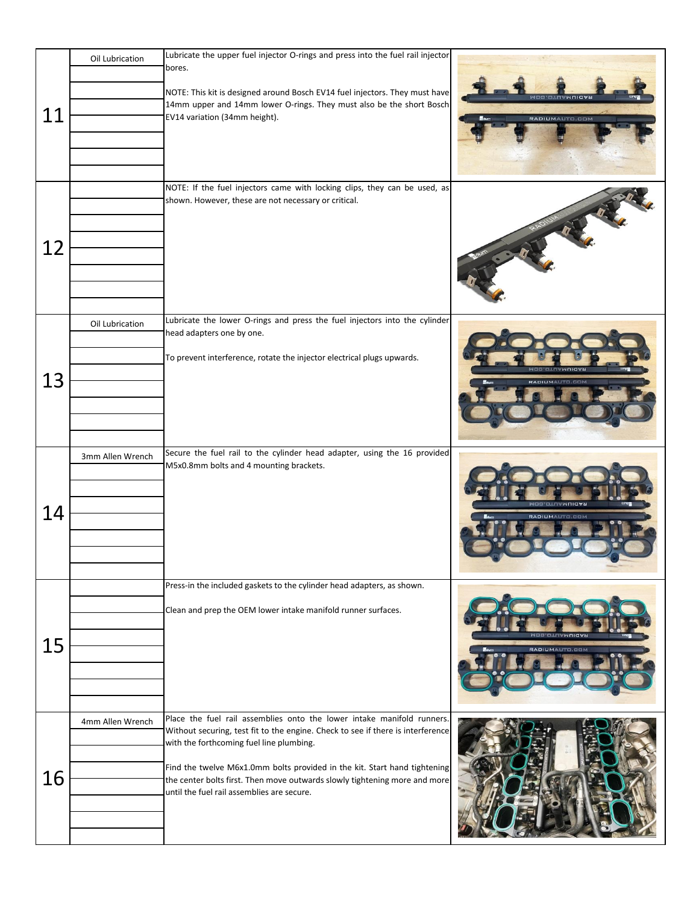| Step | Tools | Instructions |
|---|---|---|
| 11 | Oil Lubrication | Lubricate the upper fuel injector O-rings and press into the fuel rail injector bores.<br><br>NOTE: This kit is designed around Bosch EV14 fuel injectors. They must have 14mm upper and 14mm lower O-rings. They must also be the short Bosch EV14 variation (34mm height). |
| 12 | | NOTE: If the fuel injectors came with locking clips, they can be used, as shown. However, these are not necessary or critical. |
| 13 | Oil Lubrication | Lubricate the lower O-rings and press the fuel injectors into the cylinder head adapters one by one.<br><br>To prevent interference, rotate the injector electrical plugs upwards. |
| 14 | 3mm Allen Wrench | Secure the fuel rail to the cylinder head adapter, using the 16 provided M5x0.8mm bolts and 4 mounting brackets. |
| 15 | | Press-in the included gaskets to the cylinder head adapters, as shown.<br><br>Clean and prep the OEM lower intake manifold runner surfaces. |
| 16 | 4mm Allen Wrench | Place the fuel rail assemblies onto the lower intake manifold runners. Without securing, test fit to the engine. Check to see if there is interference with the forthcoming fuel line plumbing.<br><br>Find the twelve M6x1.0mm bolts provided in the kit. Start hand tightening the center bolts first. Then move outwards slowly tightening more and more until the fuel rail assemblies are secure. |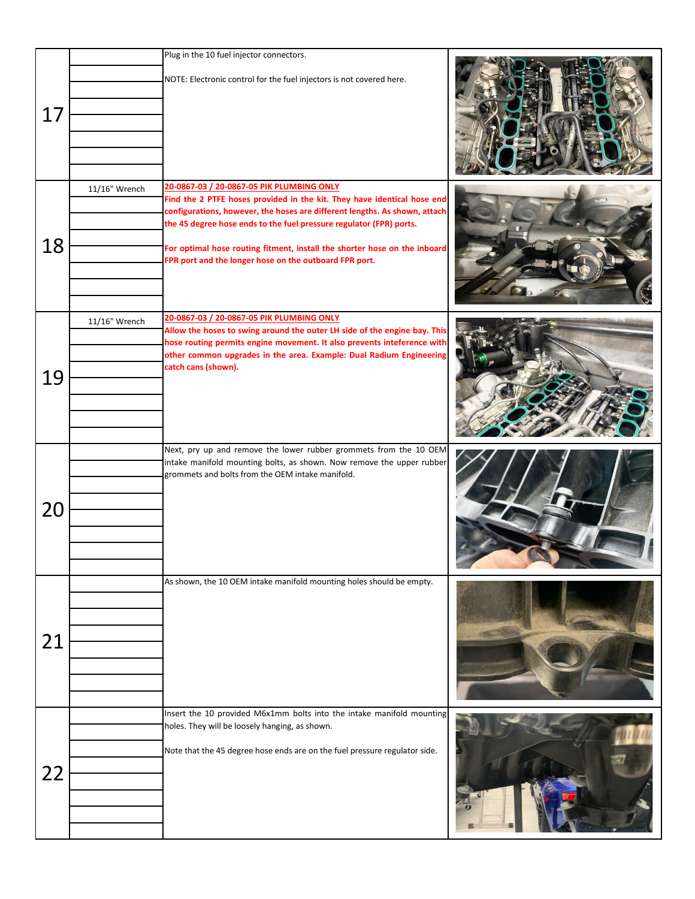| Step | Tools | Instructions |
|---|---|---|
| 17 | | Plug in the 10 fuel injector connectors.<br><br>NOTE: Electronic control for the fuel injectors is not covered here. |
| 18 | 11/16" Wrench | **20-0867-03 / 20-0867-05 PIK PLUMBING ONLY**<br>**Find the 2 PTFE hoses provided in the kit. They have identical hose end configurations, however, the hoses are different lengths. As shown, attach the 45 degree hose ends to the fuel pressure regulator (FPR) ports.**<br><br>**For optimal hose routing fitment, install the shorter hose on the inboard FPR port and the longer hose on the outboard FPR port.** |
| 19 | 11/16" Wrench | **20-0867-03 / 20-0867-05 PIK PLUMBING ONLY**<br>**Allow the hoses to swing around the outer LH side of the engine bay. This hose routing permits engine movement. It also prevents inteference with other common upgrades in the area. Example: Dual Radium Engineering catch cans (shown).** |
| 20 | | Next, pry up and remove the lower rubber grommets from the 10 OEM intake manifold mounting bolts, as shown. Now remove the upper rubber grommets and bolts from the OEM intake manifold. |
| 21 | | As shown, the 10 OEM intake manifold mounting holes should be empty. |
| 22 | | Insert the 10 provided M6x1mm bolts into the intake manifold mounting holes. They will be loosely hanging, as shown.<br><br>Note that the 45 degree hose ends are on the fuel pressure regulator side. |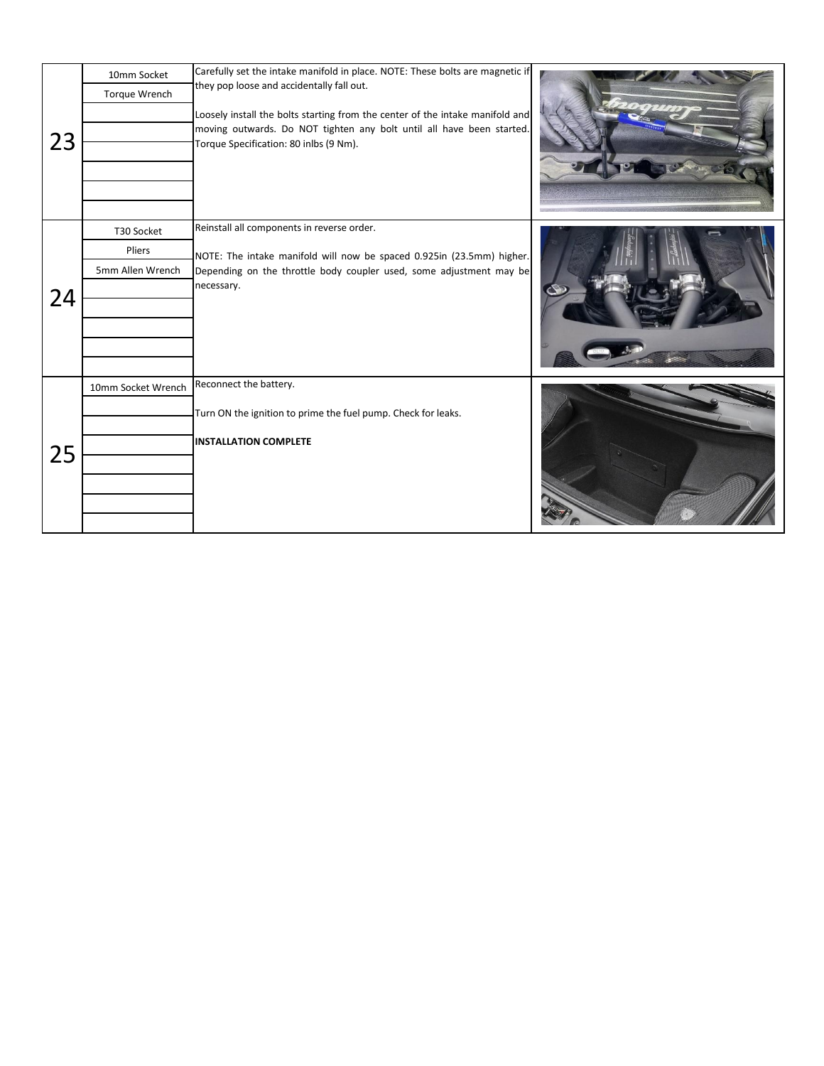| | | | |
|---|---|---|---|
| 23 | 10mm Socket<br>Torque Wrench | Carefully set the intake manifold in place. NOTE: These bolts are magnetic if they pop loose and accidentally fall out.<br><br>Loosely install the bolts starting from the center of the intake manifold and moving outwards. Do NOT tighten any bolt until all have been started. Torque Specification: 80 inlbs (9 Nm). | |
| 24 | T30 Socket<br>Pliers<br>5mm Allen Wrench | Reinstall all components in reverse order.<br><br>NOTE: The intake manifold will now be spaced 0.925in (23.5mm) higher. Depending on the throttle body coupler used, some adjustment may be necessary. | |
| 25 | 10mm Socket Wrench | Reconnect the battery.<br><br>Turn ON the ignition to prime the fuel pump. Check for leaks.<br><br>**INSTALLATION COMPLETE** | |